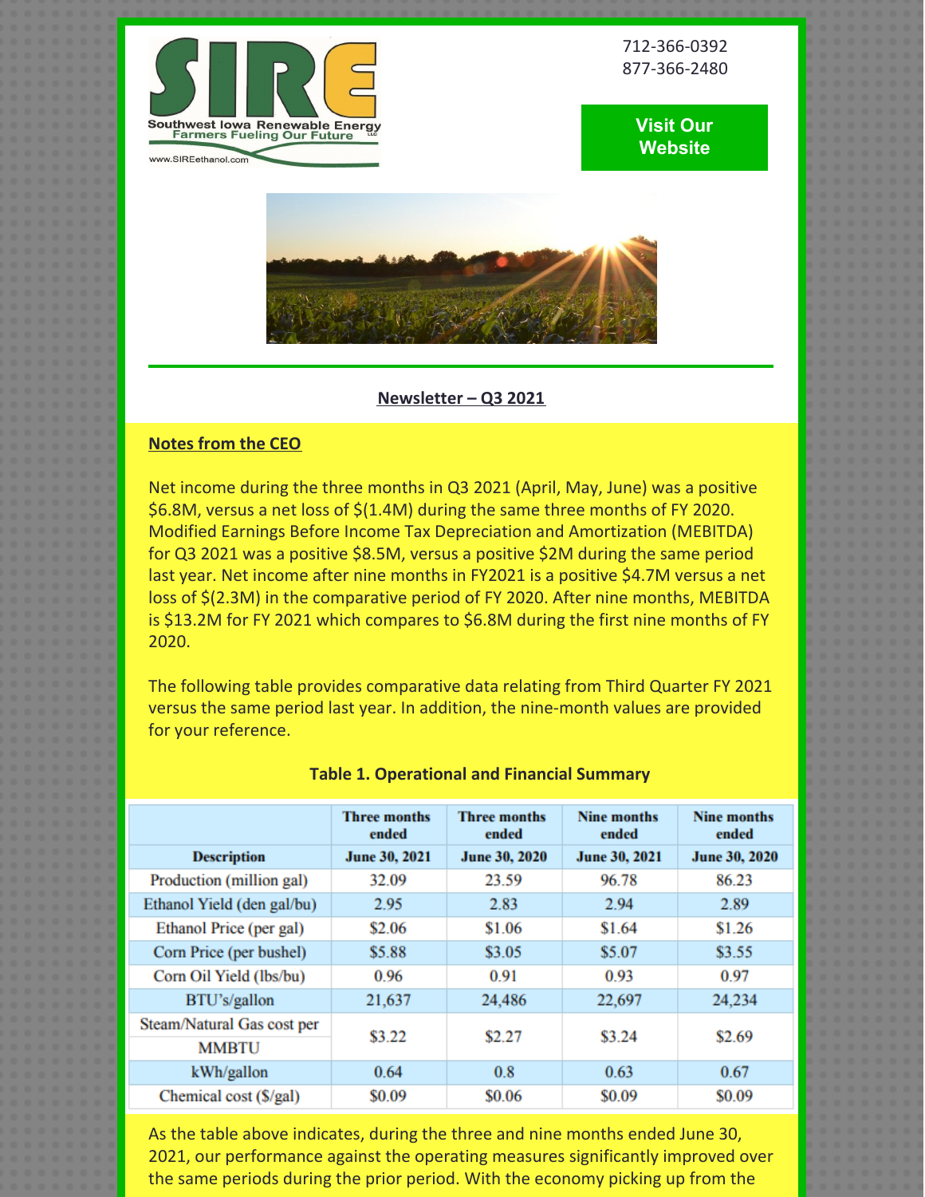712-366-0392
877-366-2480

Visit Our Website

**Newsletter – Q3 2021**

**Notes from the CEO**

Net income during the three months in Q3 2021 (April, May, June) was a positive $6.8M, versus a net loss of $(1.4M) during the same three months of FY 2020. Modified Earnings Before Income Tax Depreciation and Amortization (MEBITDA) for Q3 2021 was a positive $8.5M, versus a positive $2M during the same period last year. Net income after nine months in FY2021 is a positive $4.7M versus a net loss of $(2.3M) in the comparative period of FY 2020. After nine months, MEBITDA is $13.2M for FY 2021 which compares to $6.8M during the first nine months of FY 2020.

The following table provides comparative data relating from Third Quarter FY 2021 versus the same period last year. In addition, the nine-month values are provided for your reference.

**Table 1. Operational and Financial Summary**

| Description | Three months ended June 30, 2021 | Three months ended June 30, 2020 | Nine months ended June 30, 2021 | Nine months ended June 30, 2020 |
|---|---|---|---|---|
| Production (million gal) | 32.09 | 23.59 | 96.78 | 86.23 |
| Ethanol Yield (den gal/bu) | 2.95 | 2.83 | 2.94 | 2.89 |
| Ethanol Price (per gal) | $2.06 | $1.06 | $1.64 | $1.26 |
| Corn Price (per bushel) | $5.88 | $3.05 | $5.07 | $3.55 |
| Corn Oil Yield (lbs/bu) | 0.96 | 0.91 | 0.93 | 0.97 |
| BTU's/gallon | 21,637 | 24,486 | 22,697 | 24,234 |
| Steam/Natural Gas cost per MMBTU | $3.22 | $2.27 | $3.24 | $2.69 |
| kWh/gallon | 0.64 | 0.8 | 0.63 | 0.67 |
| Chemical cost ($/gal) | $0.09 | $0.06 | $0.09 | $0.09 |

As the table above indicates, during the three and nine months ended June 30, 2021, our performance against the operating measures significantly improved over the same periods during the prior period. With the economy picking up from the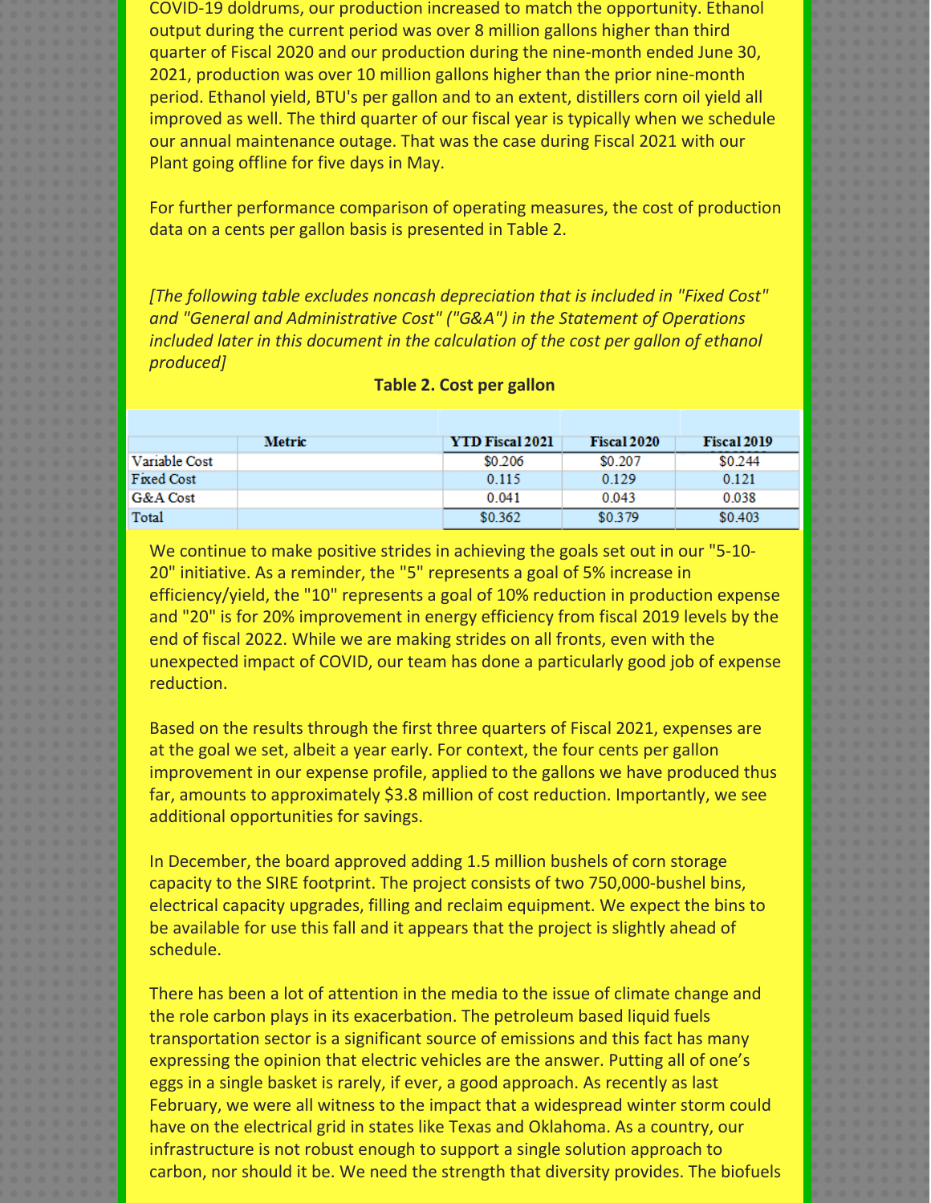COVID-19 doldrums, our production increased to match the opportunity. Ethanol output during the current period was over 8 million gallons higher than third quarter of Fiscal 2020 and our production during the nine-month ended June 30, 2021, production was over 10 million gallons higher than the prior nine-month period. Ethanol yield, BTU's per gallon and to an extent, distillers corn oil yield all improved as well. The third quarter of our fiscal year is typically when we schedule our annual maintenance outage. That was the case during Fiscal 2021 with our Plant going offline for five days in May.

For further performance comparison of operating measures, the cost of production data on a cents per gallon basis is presented in Table 2.

*[The following table excludes noncash depreciation that is included in "Fixed Cost" and "General and Administrative Cost" ("G&A") in the Statement of Operations included later in this document in the calculation of the cost per gallon of ethanol produced]*

**Table 2. Cost per gallon**

| Metric | YTD Fiscal 2021 | Fiscal 2020 | Fiscal 2019 |
|---|---|---|---|
| Variable Cost | $0.206 | $0.207 | $0.244 |
| Fixed Cost | 0.115 | 0.129 | 0.121 |
| G&A Cost | 0.041 | 0.043 | 0.038 |
| Total | $0.362 | $0.379 | $0.403 |

We continue to make positive strides in achieving the goals set out in our "5-10-20" initiative. As a reminder, the "5" represents a goal of 5% increase in efficiency/yield, the "10" represents a goal of 10% reduction in production expense and "20" is for 20% improvement in energy efficiency from fiscal 2019 levels by the end of fiscal 2022. While we are making strides on all fronts, even with the unexpected impact of COVID, our team has done a particularly good job of expense reduction.

Based on the results through the first three quarters of Fiscal 2021, expenses are at the goal we set, albeit a year early. For context, the four cents per gallon improvement in our expense profile, applied to the gallons we have produced thus far, amounts to approximately $3.8 million of cost reduction. Importantly, we see additional opportunities for savings.

In December, the board approved adding 1.5 million bushels of corn storage capacity to the SIRE footprint. The project consists of two 750,000-bushel bins, electrical capacity upgrades, filling and reclaim equipment. We expect the bins to be available for use this fall and it appears that the project is slightly ahead of schedule.

There has been a lot of attention in the media to the issue of climate change and the role carbon plays in its exacerbation. The petroleum based liquid fuels transportation sector is a significant source of emissions and this fact has many expressing the opinion that electric vehicles are the answer. Putting all of one's eggs in a single basket is rarely, if ever, a good approach. As recently as last February, we were all witness to the impact that a widespread winter storm could have on the electrical grid in states like Texas and Oklahoma. As a country, our infrastructure is not robust enough to support a single solution approach to carbon, nor should it be. We need the strength that diversity provides. The biofuels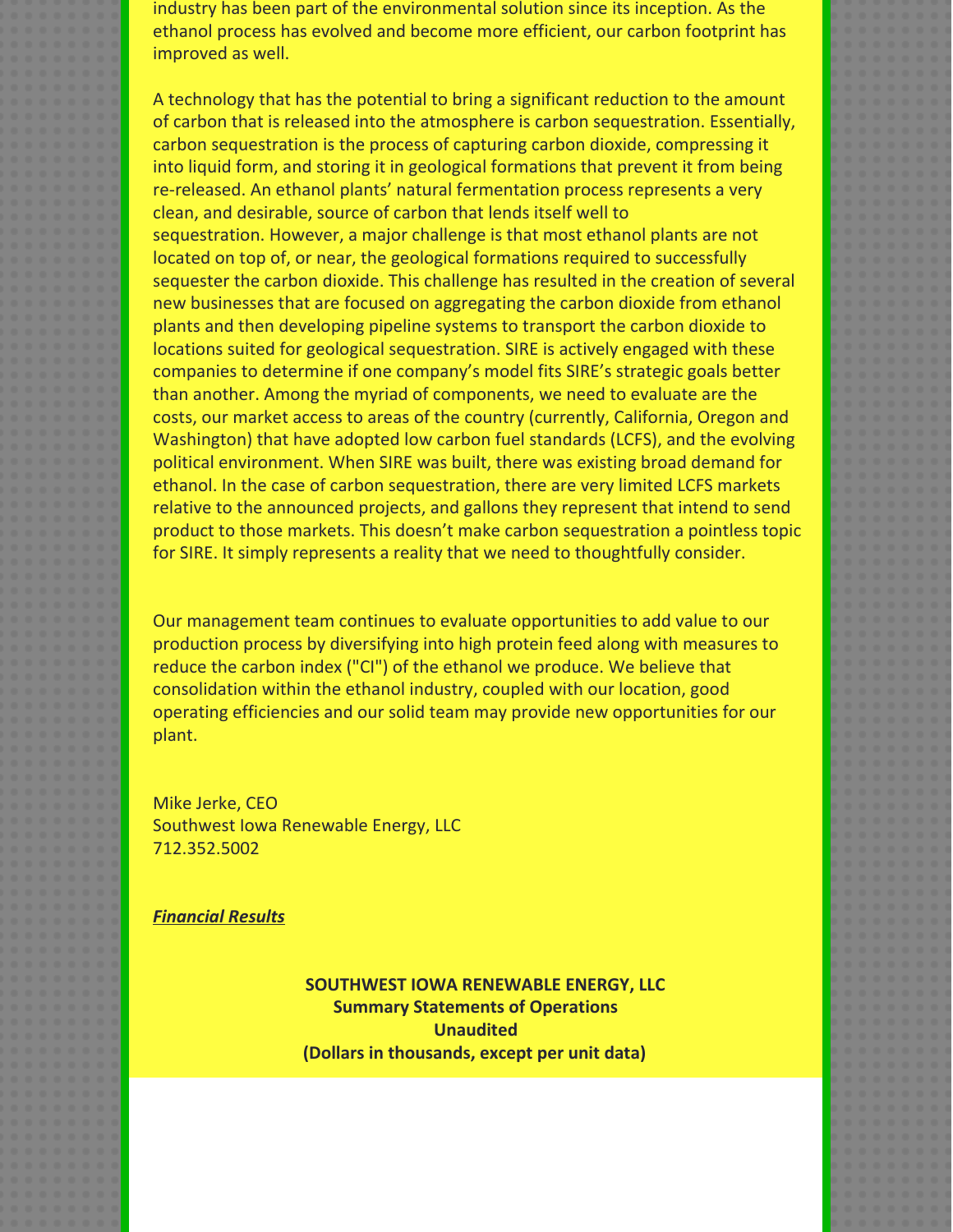industry has been part of the environmental solution since its inception. As the ethanol process has evolved and become more efficient, our carbon footprint has improved as well.

A technology that has the potential to bring a significant reduction to the amount of carbon that is released into the atmosphere is carbon sequestration. Essentially, carbon sequestration is the process of capturing carbon dioxide, compressing it into liquid form, and storing it in geological formations that prevent it from being re-released. An ethanol plants' natural fermentation process represents a very clean, and desirable, source of carbon that lends itself well to sequestration. However, a major challenge is that most ethanol plants are not located on top of, or near, the geological formations required to successfully sequester the carbon dioxide. This challenge has resulted in the creation of several new businesses that are focused on aggregating the carbon dioxide from ethanol plants and then developing pipeline systems to transport the carbon dioxide to locations suited for geological sequestration. SIRE is actively engaged with these companies to determine if one company's model fits SIRE's strategic goals better than another. Among the myriad of components, we need to evaluate are the costs, our market access to areas of the country (currently, California, Oregon and Washington) that have adopted low carbon fuel standards (LCFS), and the evolving political environment. When SIRE was built, there was existing broad demand for ethanol. In the case of carbon sequestration, there are very limited LCFS markets relative to the announced projects, and gallons they represent that intend to send product to those markets. This doesn't make carbon sequestration a pointless topic for SIRE. It simply represents a reality that we need to thoughtfully consider.

Our management team continues to evaluate opportunities to add value to our production process by diversifying into high protein feed along with measures to reduce the carbon index ("CI") of the ethanol we produce. We believe that consolidation within the ethanol industry, coupled with our location, good operating efficiencies and our solid team may provide new opportunities for our plant.

Mike Jerke, CEO
Southwest Iowa Renewable Energy, LLC
712.352.5002

***Financial Results***

**SOUTHWEST IOWA RENEWABLE ENERGY, LLC**
**Summary Statements of Operations**
**Unaudited**
**(Dollars in thousands, except per unit data)**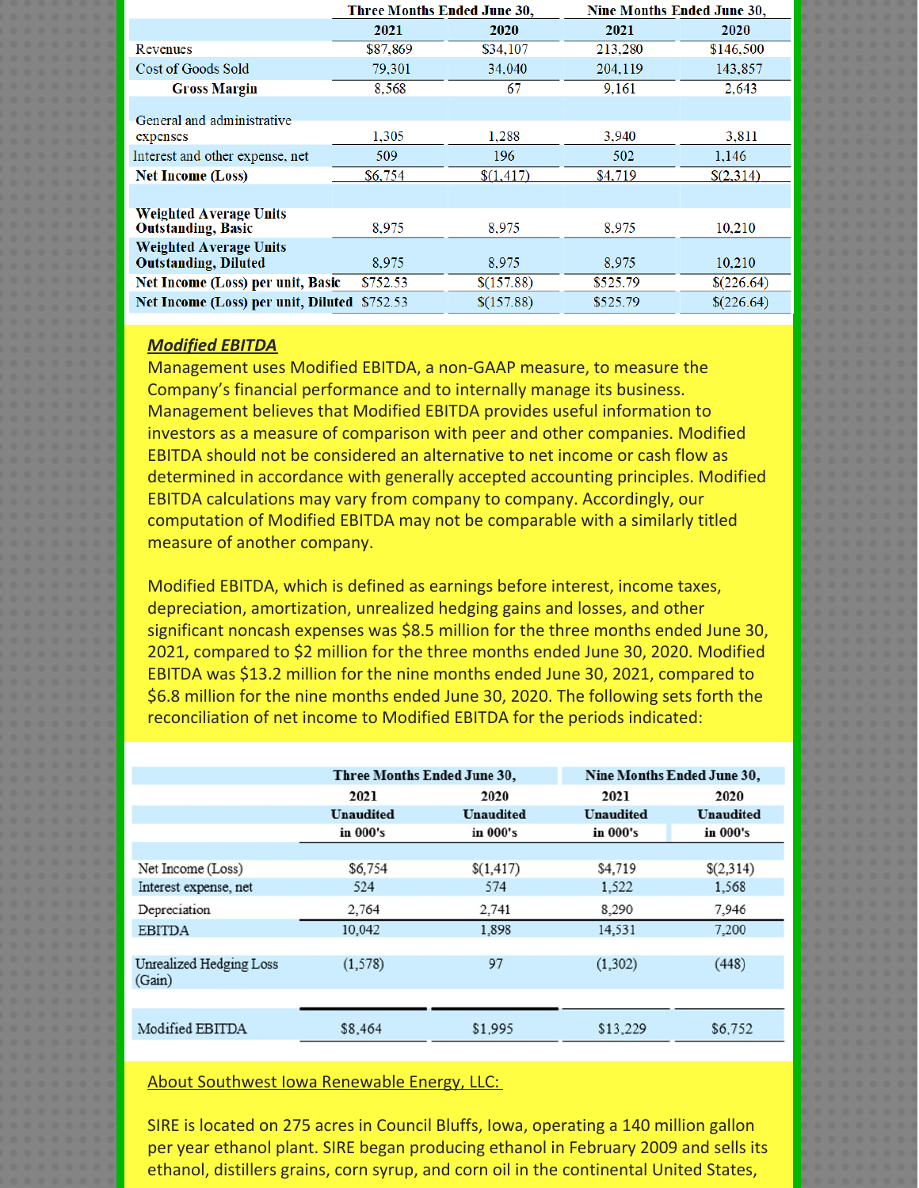| | Three Months Ended June 30, | | Nine Months Ended June 30, | |
|---|---|---|---|---|
| | 2021 | 2020 | 2021 | 2020 |
| Revenues | $87,869 | $34,107 | 213,280 | $146,500 |
| Cost of Goods Sold | 79,301 | 34,040 | 204,119 | 143,857 |
| **Gross Margin** | 8,568 | 67 | 9,161 | 2,643 |
| | | | | |
| General and administrative expenses | 1,305 | 1,288 | 3,940 | 3,811 |
| Interest and other expense, net | 509 | 196 | 502 | 1,146 |
| **Net Income (Loss)** | $6,754 | $(1,417) | $4,719 | $(2,314) |
| | | | | |
| **Weighted Average Units Outstanding, Basic** | 8,975 | 8,975 | 8,975 | 10,210 |
| **Weighted Average Units Outstanding, Diluted** | 8,975 | 8,975 | 8,975 | 10,210 |
| **Net Income (Loss) per unit, Basic** | $752.53 | $(157.88) | $525.79 | $(226.64) |
| **Net Income (Loss) per unit, Diluted** | $752.53 | $(157.88) | $525.79 | $(226.64) |

***Modified EBITDA***

Management uses Modified EBITDA, a non-GAAP measure, to measure the Company's financial performance and to internally manage its business. Management believes that Modified EBITDA provides useful information to investors as a measure of comparison with peer and other companies. Modified EBITDA should not be considered an alternative to net income or cash flow as determined in accordance with generally accepted accounting principles. Modified EBITDA calculations may vary from company to company. Accordingly, our computation of Modified EBITDA may not be comparable with a similarly titled measure of another company.

Modified EBITDA, which is defined as earnings before interest, income taxes, depreciation, amortization, unrealized hedging gains and losses, and other significant noncash expenses was $8.5 million for the three months ended June 30, 2021, compared to $2 million for the three months ended June 30, 2020. Modified EBITDA was $13.2 million for the nine months ended June 30, 2021, compared to $6.8 million for the nine months ended June 30, 2020. The following sets forth the reconciliation of net income to Modified EBITDA for the periods indicated:

| | Three Months Ended June 30, | | Nine Months Ended June 30, | |
|---|---|---|---|---|
| | 2021 | 2020 | 2021 | 2020 |
| | Unaudited | Unaudited | Unaudited | Unaudited |
| | in 000's | in 000's | in 000's | in 000's |
| Net Income (Loss) | $6,754 | $(1,417) | $4,719 | $(2,314) |
| Interest expense, net | 524 | 574 | 1,522 | 1,568 |
| Depreciation | 2,764 | 2,741 | 8,290 | 7,946 |
| EBITDA | 10,042 | 1,898 | 14,531 | 7,200 |
| Unrealized Hedging Loss (Gain) | (1,578) | 97 | (1,302) | (448) |
| Modified EBITDA | $8,464 | $1,995 | $13,229 | $6,752 |

About Southwest Iowa Renewable Energy, LLC:

SIRE is located on 275 acres in Council Bluffs, Iowa, operating a 140 million gallon per year ethanol plant. SIRE began producing ethanol in February 2009 and sells its ethanol, distillers grains, corn syrup, and corn oil in the continental United States,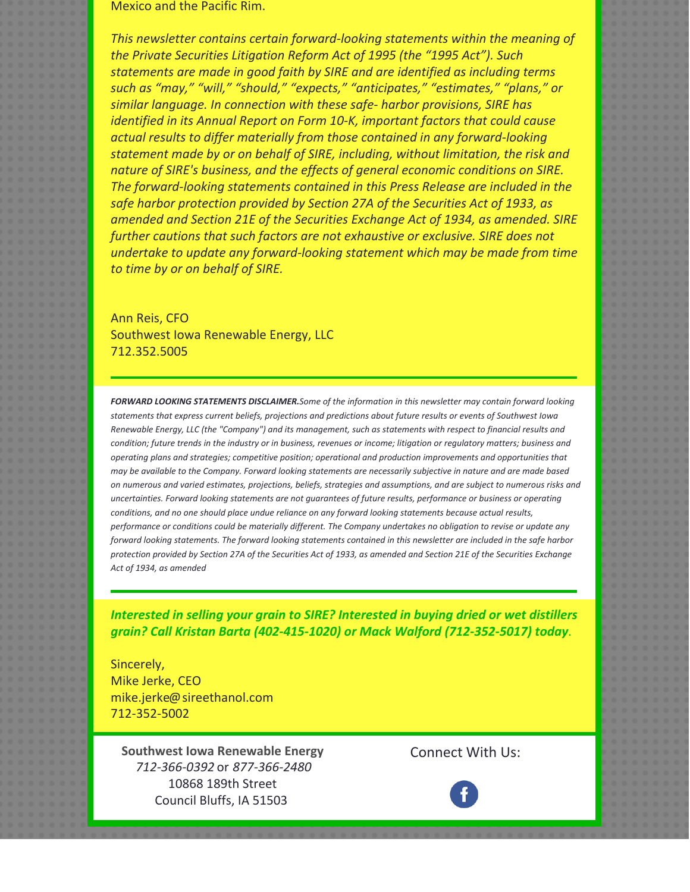Mexico and the Pacific Rim.

*This newsletter contains certain forward-looking statements within the meaning of the Private Securities Litigation Reform Act of 1995 (the "1995 Act"). Such statements are made in good faith by SIRE and are identified as including terms such as "may," "will," "should," "expects," "anticipates," "estimates," "plans," or similar language. In connection with these safe- harbor provisions, SIRE has identified in its Annual Report on Form 10-K, important factors that could cause actual results to differ materially from those contained in any forward-looking statement made by or on behalf of SIRE, including, without limitation, the risk and nature of SIRE's business, and the effects of general economic conditions on SIRE. The forward-looking statements contained in this Press Release are included in the safe harbor protection provided by Section 27A of the Securities Act of 1933, as amended and Section 21E of the Securities Exchange Act of 1934, as amended. SIRE further cautions that such factors are not exhaustive or exclusive. SIRE does not undertake to update any forward-looking statement which may be made from time to time by or on behalf of SIRE.*

Ann Reis, CFO
Southwest Iowa Renewable Energy, LLC
712.352.5005

***FORWARD LOOKING STATEMENTS DISCLAIMER.****Some of the information in this newsletter may contain forward looking statements that express current beliefs, projections and predictions about future results or events of Southwest Iowa Renewable Energy, LLC (the "Company") and its management, such as statements with respect to financial results and condition; future trends in the industry or in business, revenues or income; litigation or regulatory matters; business and operating plans and strategies; competitive position; operational and production improvements and opportunities that may be available to the Company. Forward looking statements are necessarily subjective in nature and are made based on numerous and varied estimates, projections, beliefs, strategies and assumptions, and are subject to numerous risks and uncertainties. Forward looking statements are not guarantees of future results, performance or business or operating conditions, and no one should place undue reliance on any forward looking statements because actual results, performance or conditions could be materially different. The Company undertakes no obligation to revise or update any forward looking statements. The forward looking statements contained in this newsletter are included in the safe harbor protection provided by Section 27A of the Securities Act of 1933, as amended and Section 21E of the Securities Exchange Act of 1934, as amended*

***Interested in selling your grain to SIRE? Interested in buying dried or wet distillers grain? Call Kristan Barta (402-415-1020) or Mack Walford (712-352-5017) today.***

Sincerely,
Mike Jerke, CEO
mike.jerke@sireethanol.com
712-352-5002

**Southwest Iowa Renewable Energy**
*712-366-0392* or *877-366-2480*
10868 189th Street
Council Bluffs, IA 51503

Connect With Us: